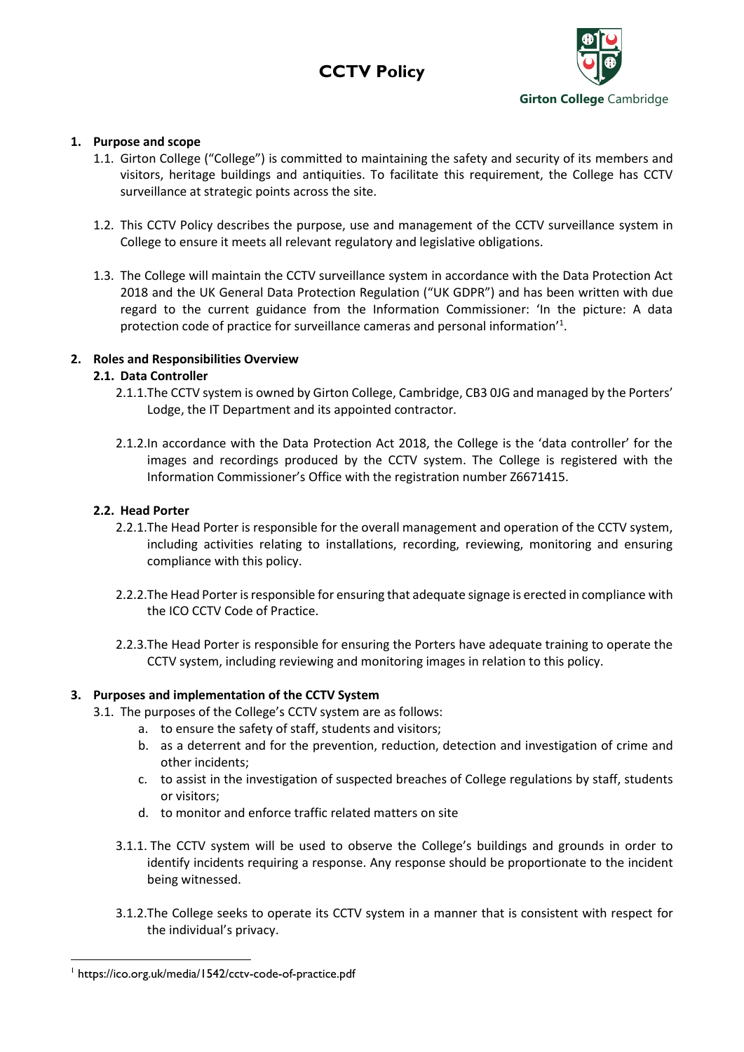# CCTV Policy

Girton College Cambridge

## 1. Purpose and scope

1.1. Girton College ("College") is committed to maintaining the safety and security of its members and visitors, heritage buildings and antiquities. To facilitate this requirement, the College has CCTV surveillance at strategic points across the site.

1.2. This CCTV Policy describes the purpose, use and management of the CCTV surveillance system in College to ensure it meets all relevant regulatory and legislative obligations.

1.3. The College will maintain the CCTV surveillance system in accordance with the Data Protection Act 2018 and the UK General Data Protection Regulation ("UK GDPR") and has been written with due regard to the current guidance from the Information Commissioner: 'In the picture: A data protection code of practice for surveillance cameras and personal information'[1].

## 2. Roles and Responsibilities Overview

### 2.1. Data Controller

2.1.1. The CCTV system is owned by Girton College, Cambridge, CB3 0JG and managed by the Porters' Lodge, the IT Department and its appointed contractor.

2.1.2. In accordance with the Data Protection Act 2018, the College is the 'data controller' for the images and recordings produced by the CCTV system. The College is registered with the Information Commissioner's Office with the registration number Z6671415.

### 2.2. Head Porter

2.2.1. The Head Porter is responsible for the overall management and operation of the CCTV system, including activities relating to installations, recording, reviewing, monitoring and ensuring compliance with this policy.

2.2.2. The Head Porter is responsible for ensuring that adequate signage is erected in compliance with the ICO CCTV Code of Practice.

2.2.3. The Head Porter is responsible for ensuring the Porters have adequate training to operate the CCTV system, including reviewing and monitoring images in relation to this policy.

## 3. Purposes and implementation of the CCTV System

3.1. The purposes of the College's CCTV system are as follows:

a. to ensure the safety of staff, students and visitors;
b. as a deterrent and for the prevention, reduction, detection and investigation of crime and other incidents;
c. to assist in the investigation of suspected breaches of College regulations by staff, students or visitors;
d. to monitor and enforce traffic related matters on site

3.1.1. The CCTV system will be used to observe the College's buildings and grounds in order to identify incidents requiring a response. Any response should be proportionate to the incident being witnessed.

3.1.2. The College seeks to operate its CCTV system in a manner that is consistent with respect for the individual's privacy.

[1] https://ico.org.uk/media/1542/cctv-code-of-practice.pdf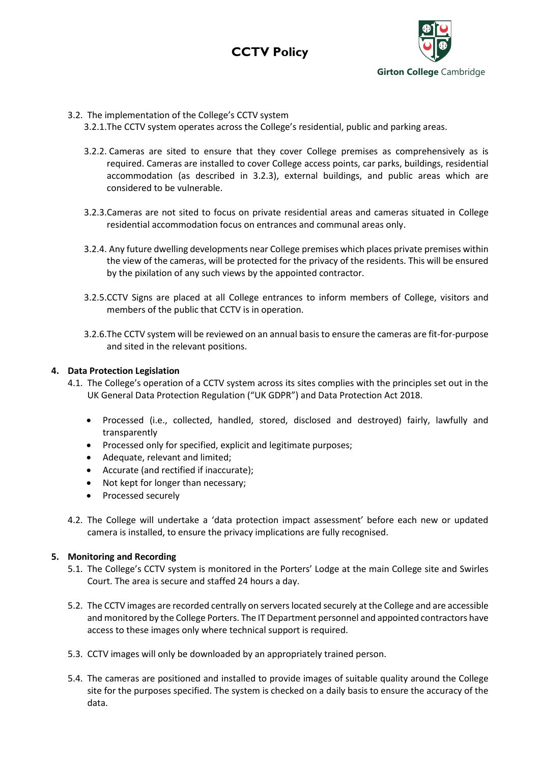3.2. The implementation of the College's CCTV system

3.2.1. The CCTV system operates across the College's residential, public and parking areas.

3.2.2. Cameras are sited to ensure that they cover College premises as comprehensively as is required. Cameras are installed to cover College access points, car parks, buildings, residential accommodation (as described in 3.2.3), external buildings, and public areas which are considered to be vulnerable.

3.2.3. Cameras are not sited to focus on private residential areas and cameras situated in College residential accommodation focus on entrances and communal areas only.

3.2.4. Any future dwelling developments near College premises which places private premises within the view of the cameras, will be protected for the privacy of the residents. This will be ensured by the pixilation of any such views by the appointed contractor.

3.2.5. CCTV Signs are placed at all College entrances to inform members of College, visitors and members of the public that CCTV is in operation.

3.2.6. The CCTV system will be reviewed on an annual basis to ensure the cameras are fit-for-purpose and sited in the relevant positions.

## 4. Data Protection Legislation

4.1. The College's operation of a CCTV system across its sites complies with the principles set out in the UK General Data Protection Regulation ("UK GDPR") and Data Protection Act 2018.

- Processed (i.e., collected, handled, stored, disclosed and destroyed) fairly, lawfully and transparently
- Processed only for specified, explicit and legitimate purposes;
- Adequate, relevant and limited;
- Accurate (and rectified if inaccurate);
- Not kept for longer than necessary;
- Processed securely

4.2. The College will undertake a 'data protection impact assessment' before each new or updated camera is installed, to ensure the privacy implications are fully recognised.

## 5. Monitoring and Recording

5.1. The College's CCTV system is monitored in the Porters' Lodge at the main College site and Swirles Court. The area is secure and staffed 24 hours a day.

5.2. The CCTV images are recorded centrally on servers located securely at the College and are accessible and monitored by the College Porters. The IT Department personnel and appointed contractors have access to these images only where technical support is required.

5.3. CCTV images will only be downloaded by an appropriately trained person.

5.4. The cameras are positioned and installed to provide images of suitable quality around the College site for the purposes specified. The system is checked on a daily basis to ensure the accuracy of the data.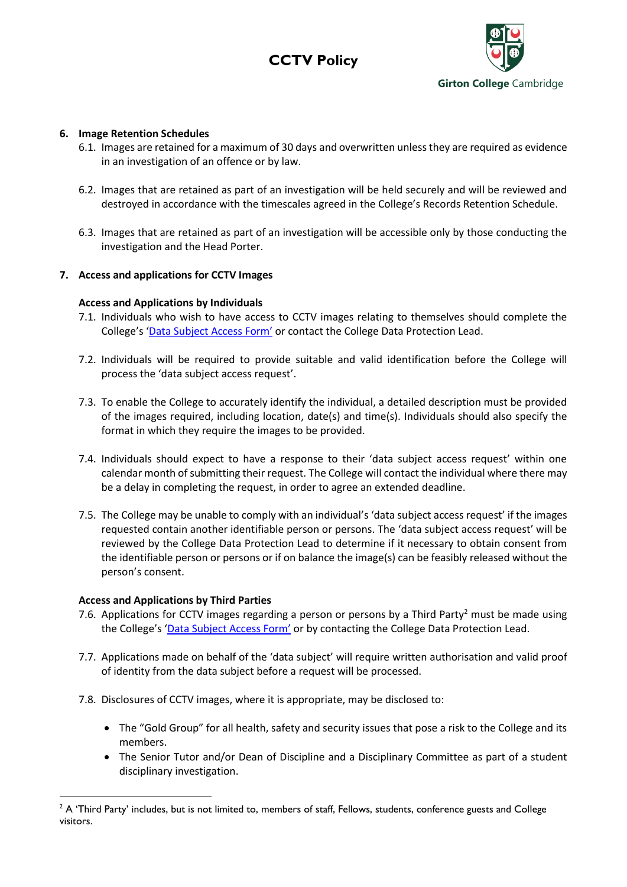## 6. Image Retention Schedules

6.1. Images are retained for a maximum of 30 days and overwritten unless they are required as evidence in an investigation of an offence or by law.

6.2. Images that are retained as part of an investigation will be held securely and will be reviewed and destroyed in accordance with the timescales agreed in the College's Records Retention Schedule.

6.3. Images that are retained as part of an investigation will be accessible only by those conducting the investigation and the Head Porter.

## 7. Access and applications for CCTV Images

### Access and Applications by Individuals

7.1. Individuals who wish to have access to CCTV images relating to themselves should complete the College's 'Data Subject Access Form' or contact the College Data Protection Lead.

7.2. Individuals will be required to provide suitable and valid identification before the College will process the 'data subject access request'.

7.3. To enable the College to accurately identify the individual, a detailed description must be provided of the images required, including location, date(s) and time(s). Individuals should also specify the format in which they require the images to be provided.

7.4. Individuals should expect to have a response to their 'data subject access request' within one calendar month of submitting their request. The College will contact the individual where there may be a delay in completing the request, in order to agree an extended deadline.

7.5. The College may be unable to comply with an individual's 'data subject access request' if the images requested contain another identifiable person or persons. The 'data subject access request' will be reviewed by the College Data Protection Lead to determine if it necessary to obtain consent from the identifiable person or persons or if on balance the image(s) can be feasibly released without the person's consent.

### Access and Applications by Third Parties

7.6. Applications for CCTV images regarding a person or persons by a Third Party[2] must be made using the College's 'Data Subject Access Form' or by contacting the College Data Protection Lead.

7.7. Applications made on behalf of the 'data subject' will require written authorisation and valid proof of identity from the data subject before a request will be processed.

7.8. Disclosures of CCTV images, where it is appropriate, may be disclosed to:

- The "Gold Group" for all health, safety and security issues that pose a risk to the College and its members.
- The Senior Tutor and/or Dean of Discipline and a Disciplinary Committee as part of a student disciplinary investigation.

[2] A 'Third Party' includes, but is not limited to, members of staff, Fellows, students, conference guests and College visitors.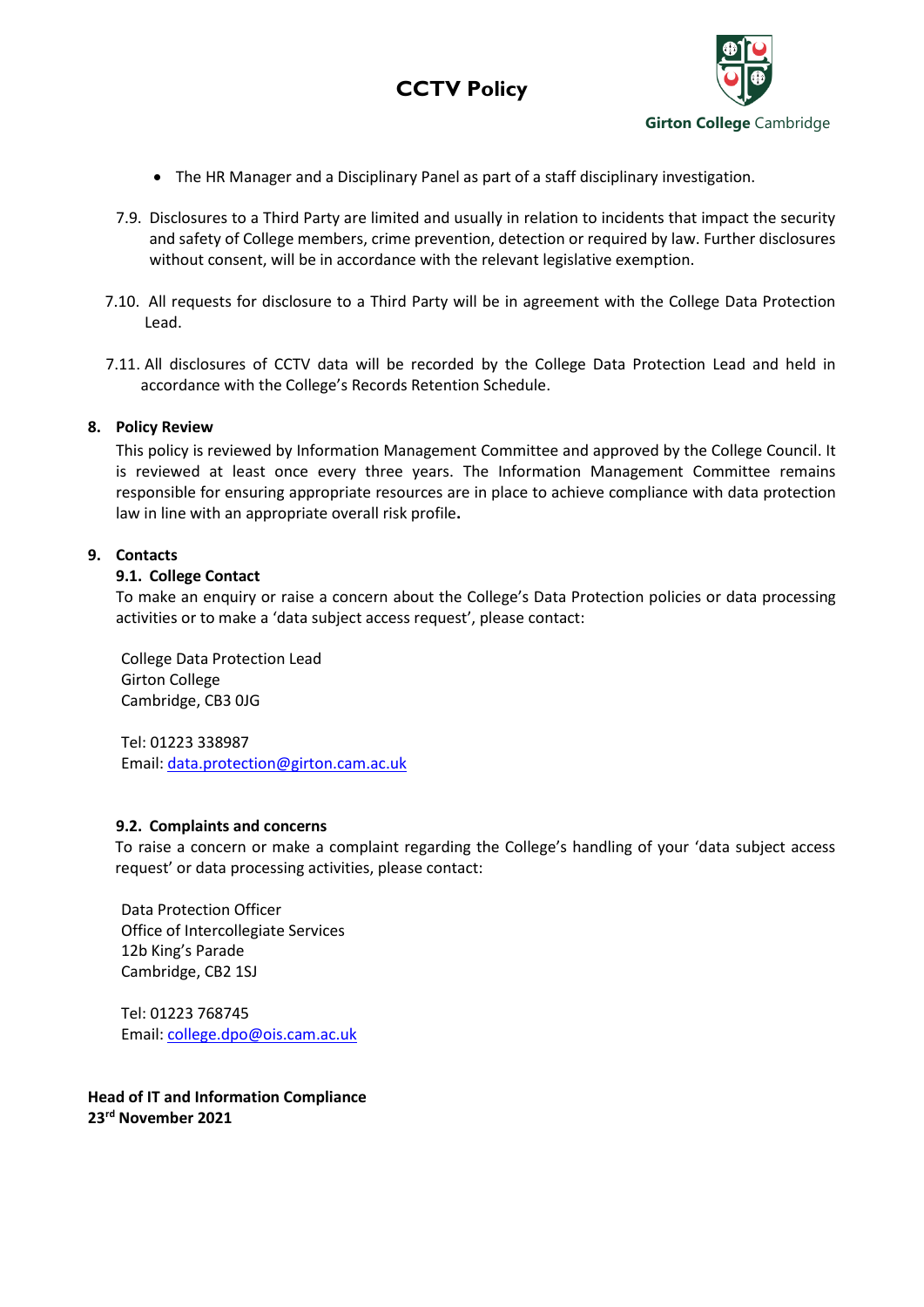- The HR Manager and a Disciplinary Panel as part of a staff disciplinary investigation.

7.9. Disclosures to a Third Party are limited and usually in relation to incidents that impact the security and safety of College members, crime prevention, detection or required by law. Further disclosures without consent, will be in accordance with the relevant legislative exemption.

7.10. All requests for disclosure to a Third Party will be in agreement with the College Data Protection Lead.

7.11. All disclosures of CCTV data will be recorded by the College Data Protection Lead and held in accordance with the College's Records Retention Schedule.

## 8. Policy Review

This policy is reviewed by Information Management Committee and approved by the College Council. It is reviewed at least once every three years. The Information Management Committee remains responsible for ensuring appropriate resources are in place to achieve compliance with data protection law in line with an appropriate overall risk profile**.**

## 9. Contacts

### 9.1. College Contact

To make an enquiry or raise a concern about the College's Data Protection policies or data processing activities or to make a 'data subject access request', please contact:

College Data Protection Lead
Girton College
Cambridge, CB3 0JG

Tel: 01223 338987
Email: data.protection@girton.cam.ac.uk

### 9.2. Complaints and concerns

To raise a concern or make a complaint regarding the College's handling of your 'data subject access request' or data processing activities, please contact:

Data Protection Officer
Office of Intercollegiate Services
12b King's Parade
Cambridge, CB2 1SJ

Tel: 01223 768745
Email: college.dpo@ois.cam.ac.uk

**Head of IT and Information Compliance**
**23rd November 2021**